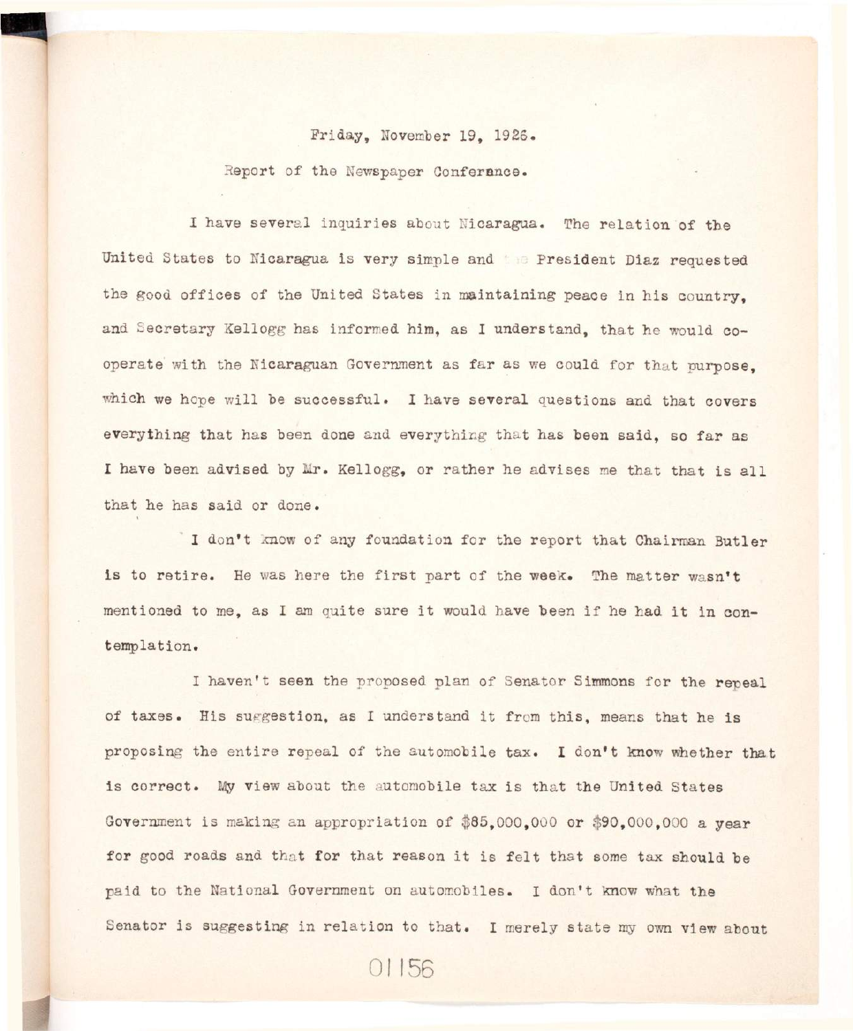Friday, November 19, 1926.

Report of the Newspaper Conference.

I have several inquiries about Nicaragua. The relation of the United States to Nicaragua is very simple and the President Diaz requested the good offices of the United States in maintaining peace in his country, and Secretary Kellogg has informed him, as I understand, that he would cooperate with the Nicaraguan Government as far as we could for that purpose, which we hope will be successful. I have several questions and that covers everything that has been done and everything that has been said, so far as I have been advised by Mr. Kellogg, or rather he advises me that that is all that he has said or done.

I don't know of any foundation for the report that Chairman Butler is to retire. He was here the first part of the week. The matter wasn't mentioned to me, as I am quite sure it would have been if he had it in contemplation.

I haven't seen the proposed plan of Senator Simmons for the repeal of taxes. His suggestion, as I understand it from this, means that he is proposing the entire repeal of the automobile tax. I don't know whether that is correct. My view about the automobile tax is that the United States Government is making an appropriation of $85,000,000 or $90,000,000 a year for good roads and that for that reason it is felt that some tax should be paid to the National Government on automobiles. I don't know what the Senator is suggesting in relation to that. I merely state my own view about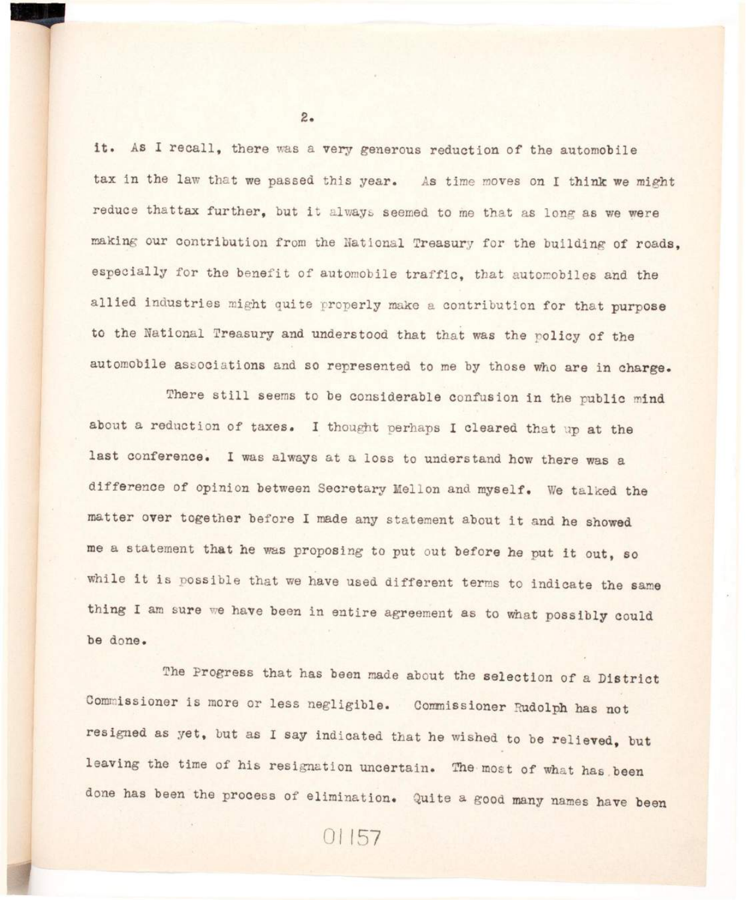it. As I recall, there was a very generous reduction of the automobile tax in the law that we passed this year. As time moves on I think we might reduce thattax further, but it always seemed to me that as long as we were making our contribution from the National Treasury for the building of roads, especially for the benefit of automobile traffic, that automobiles and the allied industries might quite properly make a contribution for that purpose to the National Treasury and understood that that was the policy of the automobile associations and so represented to me by those who are in charge.

There still seems to be considerable confusion in the public mind about a reduction of taxes. I thought perhaps I cleared that up at the last conference. I was always at a loss to understand how there was a difference of opinion between Secretary Mellon and myself. We talked the matter over together before I made any statement about it and he showed me a statement that he was proposing to put out before he put it out, so while it is possible that we have used different terms to indicate the same thing I am sure we have been in entire agreement as to what possibly could be done.

The Progress that has been made about the selection of a District Commissioner is more or less negligible. Commissioner Rudolph has not resigned as yet, but as I say indicated that he wished to be relieved, but leaving the time of his resignation uncertain. The most of what has been done has been the process of elimination. Quite a good many names have been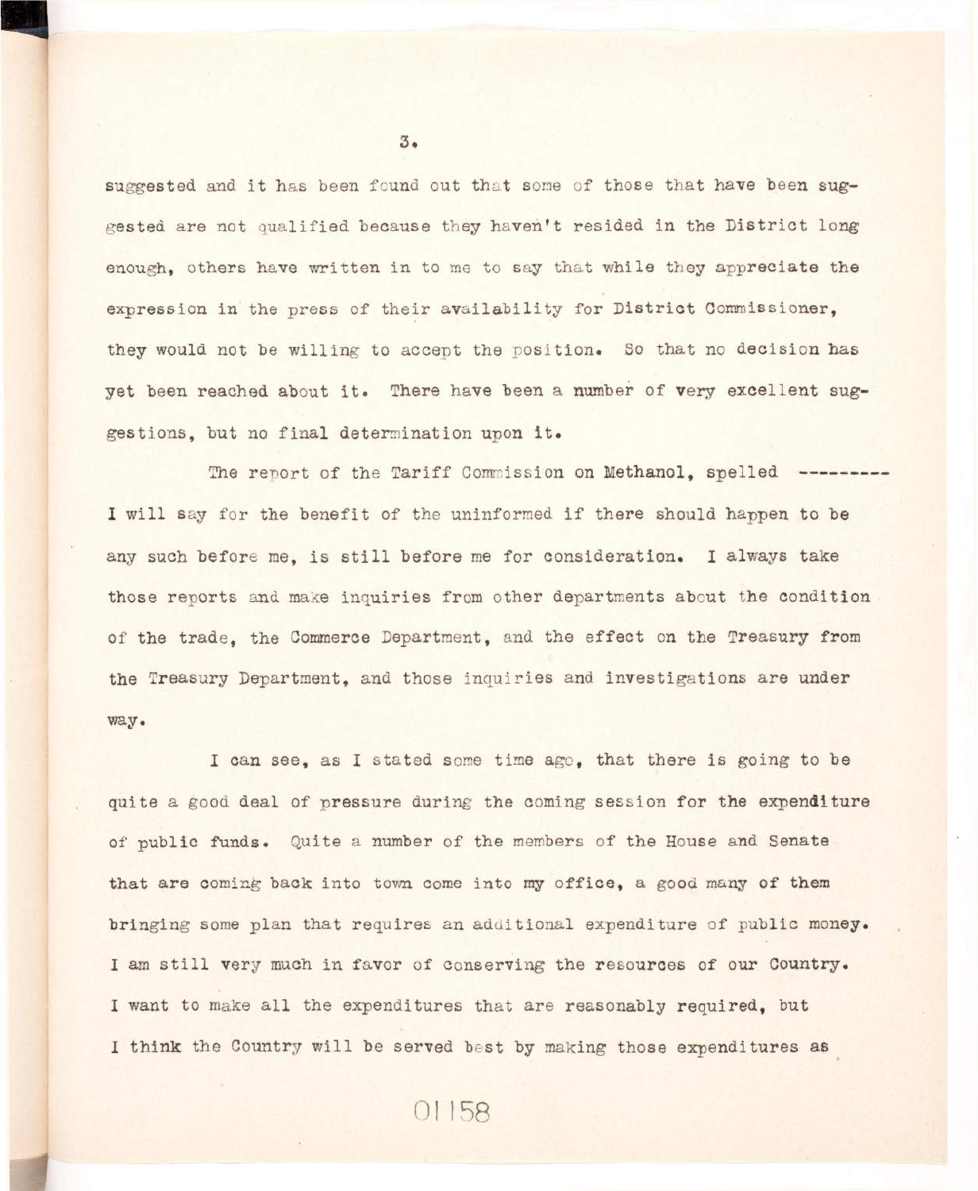suggested and it has been found out that some of those that have been suggested are not qualified because they haven't resided in the District long enough, others have written in to me to say that while they appreciate the expression in the press of their availability for District Commissioner, they would not be willing to accept the position. So that no decision has yet been reached about it. There have been a number of very excellent suggestions, but no final determination upon it.

The report of the Tariff Commission on Methanol, spelled --------- I will say for the benefit of the uninformed if there should happen to be any such before me, is still before me for consideration. I always take those reports and make inquiries from other departments about the condition of the trade, the Commerce Department, and the effect on the Treasury from the Treasury Department, and those inquiries and investigations are under way.

I can see, as I stated some time ago, that there is going to be quite a good deal of pressure during the coming session for the expenditure of public funds. Quite a number of the members of the House and Senate that are coming back into town come into my office, a good many of them bringing some plan that requires an additional expenditure of public money. I am still very much in favor of conserving the resources of our Country. I want to make all the expenditures that are reasonably required, but I think the Country will be served best by making those expenditures as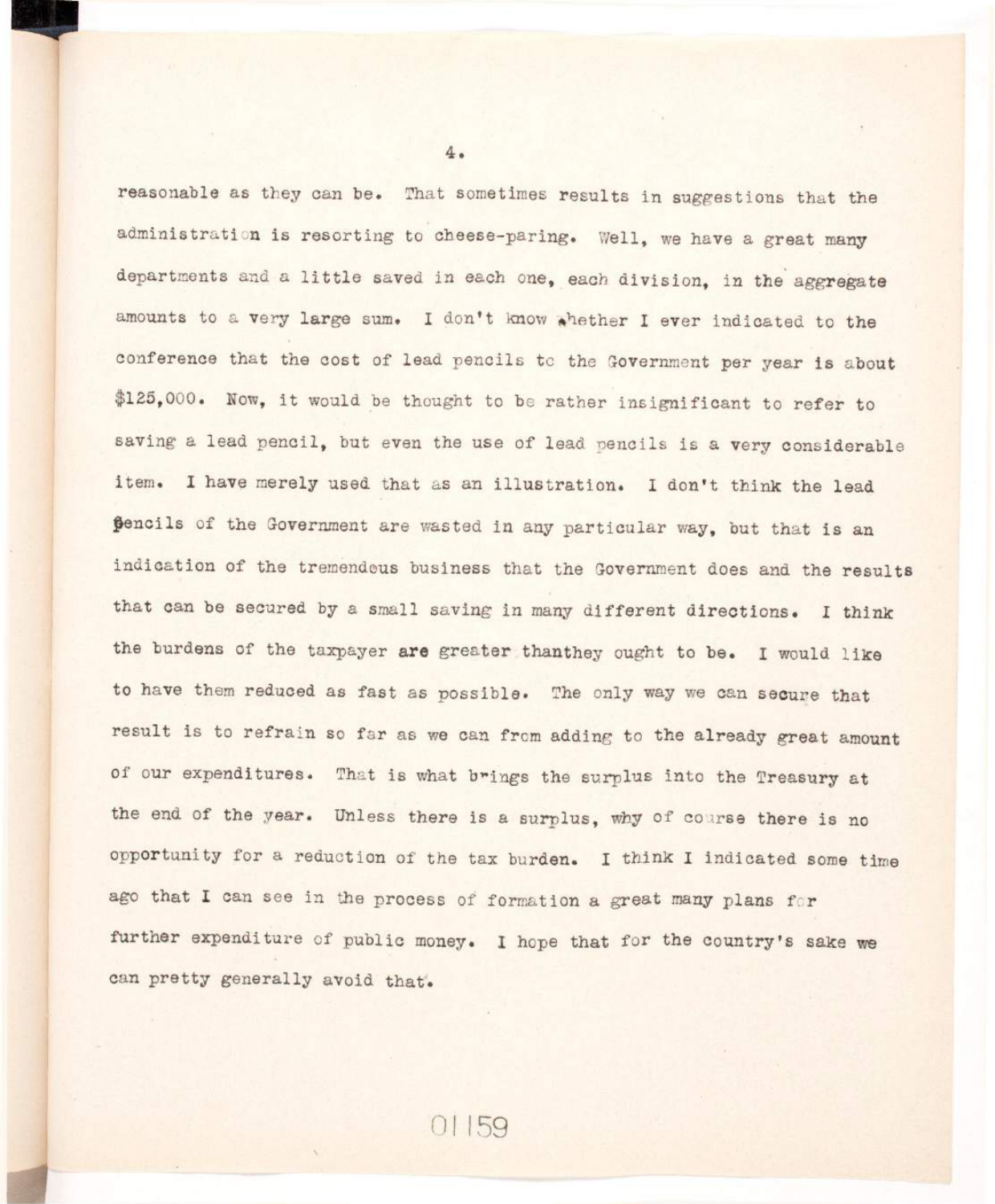reasonable as they can be. That sometimes results in suggestions that the administration is resorting to cheese-paring. Well, we have a great many departments and a little saved in each one, each division, in the aggregate amounts to a very large sum. I don't know whether I ever indicated to the conference that the cost of lead pencils to the Government per year is about $125,000. Now, it would be thought to be rather insignificant to refer to saving a lead pencil, but even the use of lead pencils is a very considerable item. I have merely used that as an illustration. I don't think the lead pencils of the Government are wasted in any particular way, but that is an indication of the tremendous business that the Government does and the results that can be secured by a small saving in many different directions. I think the burdens of the taxpayer are greater thanthey ought to be. I would like to have them reduced as fast as possible. The only way we can secure that result is to refrain so far as we can from adding to the already great amount of our expenditures. That is what brings the surplus into the Treasury at the end of the year. Unless there is a surplus, why of course there is no opportunity for a reduction of the tax burden. I think I indicated some time ago that I can see in the process of formation a great many plans for further expenditure of public money. I hope that for the country's sake we can pretty generally avoid that.

01159